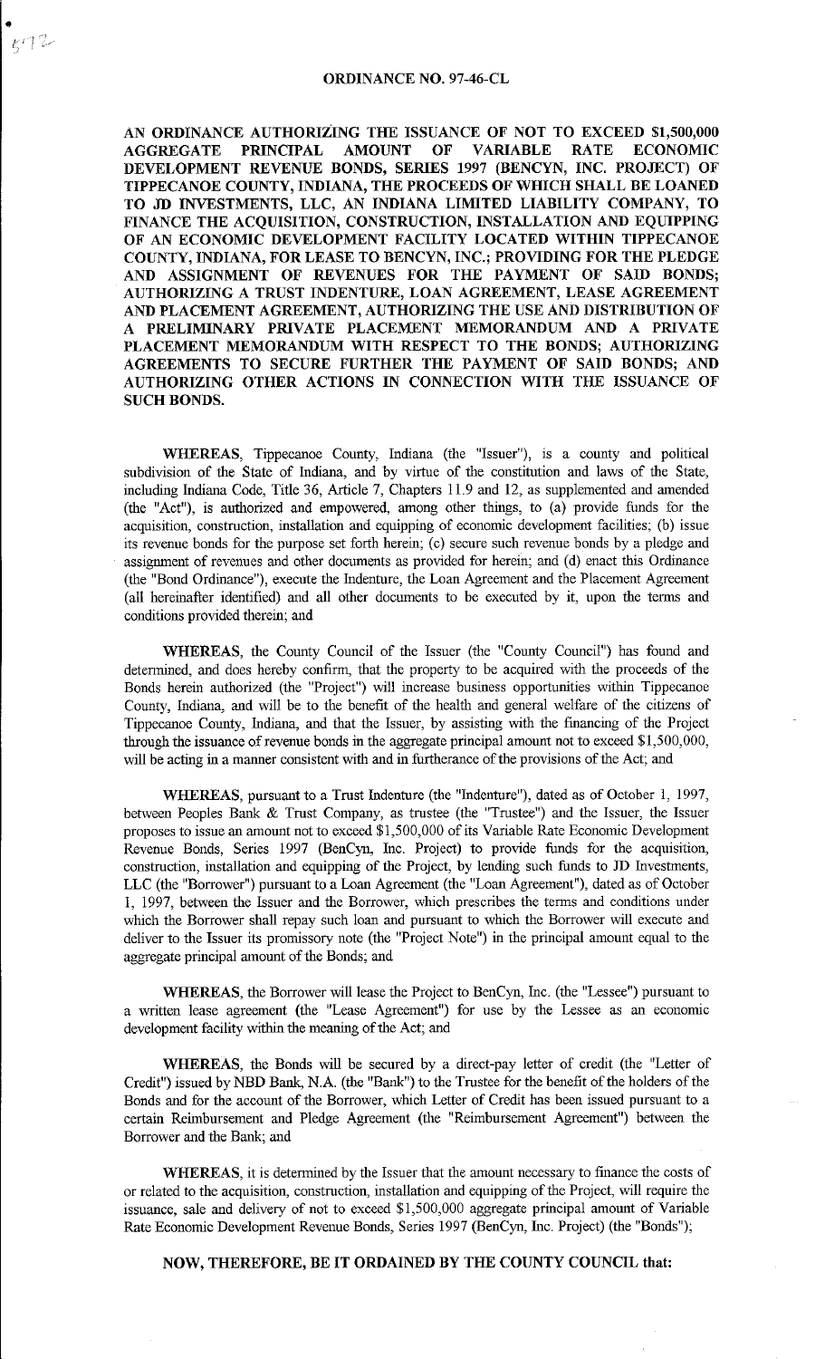# ORDINANCE NO. 97-46-CL

**AN ORDINANCE AUTHORIZING THE ISSUANCE OF NOT TO EXCEED $1,500,000 AGGREGATE PRINCIPAL AMOUNT OF VARIABLE RATE ECONOMIC DEVELOPMENT REVENUE BONDS, SERIES 1997 (BENCYN, INC. PROJECT) OF TIPPECANOE COUNTY, INDIANA, THE PROCEEDS OF WHICH SHALL BE LOANED TO JD INVESTMENTS, LLC, AN INDIANA LIMITED LIABILITY COMPANY, TO FINANCE THE ACQUISITION, CONSTRUCTION, INSTALLATION AND EQUIPPING OF AN ECONOMIC DEVELOPMENT FACILITY LOCATED WITHIN TIPPECANOE COUNTY, INDIANA, FOR LEASE TO BENCYN, INC.; PROVIDING FOR THE PLEDGE AND ASSIGNMENT OF REVENUES FOR THE PAYMENT OF SAID BONDS; AUTHORIZING A TRUST INDENTURE, LOAN AGREEMENT, LEASE AGREEMENT AND PLACEMENT AGREEMENT, AUTHORIZING THE USE AND DISTRIBUTION OF A PRELIMINARY PRIVATE PLACEMENT MEMORANDUM AND A PRIVATE PLACEMENT MEMORANDUM WITH RESPECT TO THE BONDS; AUTHORIZING AGREEMENTS TO SECURE FURTHER THE PAYMENT OF SAID BONDS; AND AUTHORIZING OTHER ACTIONS IN CONNECTION WITH THE ISSUANCE OF SUCH BONDS.**

**WHEREAS**, Tippecanoe County, Indiana (the "Issuer"), is a county and political subdivision of the State of Indiana, and by virtue of the constitution and laws of the State, including Indiana Code, Title 36, Article 7, Chapters 11.9 and 12, as supplemented and amended (the "Act"), is authorized and empowered, among other things, to (a) provide funds for the acquisition, construction, installation and equipping of economic development facilities; (b) issue its revenue bonds for the purpose set forth herein; (c) secure such revenue bonds by a pledge and assignment of revenues and other documents as provided for herein; and (d) enact this Ordinance (the "Bond Ordinance"), execute the Indenture, the Loan Agreement and the Placement Agreement (all hereinafter identified) and all other documents to be executed by it, upon the terms and conditions provided therein; and

**WHEREAS**, the County Council of the Issuer (the "County Council") has found and determined, and does hereby confirm, that the property to be acquired with the proceeds of the Bonds herein authorized (the "Project") will increase business opportunities within Tippecanoe County, Indiana, and will be to the benefit of the health and general welfare of the citizens of Tippecanoe County, Indiana, and that the Issuer, by assisting with the financing of the Project through the issuance of revenue bonds in the aggregate principal amount not to exceed $1,500,000, will be acting in a manner consistent with and in furtherance of the provisions of the Act; and

**WHEREAS**, pursuant to a Trust Indenture (the "Indenture"), dated as of October 1, 1997, between Peoples Bank & Trust Company, as trustee (the "Trustee") and the Issuer, the Issuer proposes to issue an amount not to exceed $1,500,000 of its Variable Rate Economic Development Revenue Bonds, Series 1997 (BenCyn, Inc. Project) to provide funds for the acquisition, construction, installation and equipping of the Project, by lending such funds to JD Investments, LLC (the "Borrower") pursuant to a Loan Agreement (the "Loan Agreement"), dated as of October 1, 1997, between the Issuer and the Borrower, which prescribes the terms and conditions under which the Borrower shall repay such loan and pursuant to which the Borrower will execute and deliver to the Issuer its promissory note (the "Project Note") in the principal amount equal to the aggregate principal amount of the Bonds; and

**WHEREAS**, the Borrower will lease the Project to BenCyn, Inc. (the "Lessee") pursuant to a written lease agreement (the "Lease Agreement") for use by the Lessee as an economic development facility within the meaning of the Act; and

**WHEREAS**, the Bonds will be secured by a direct-pay letter of credit (the "Letter of Credit") issued by NBD Bank, N.A. (the "Bank") to the Trustee for the benefit of the holders of the Bonds and for the account of the Borrower, which Letter of Credit has been issued pursuant to a certain Reimbursement and Pledge Agreement (the "Reimbursement Agreement") between the Borrower and the Bank; and

**WHEREAS**, it is determined by the Issuer that the amount necessary to finance the costs of or related to the acquisition, construction, installation and equipping of the Project, will require the issuance, sale and delivery of not to exceed $1,500,000 aggregate principal amount of Variable Rate Economic Development Revenue Bonds, Series 1997 (BenCyn, Inc. Project) (the "Bonds");

**NOW, THEREFORE, BE IT ORDAINED BY THE COUNTY COUNCIL that:**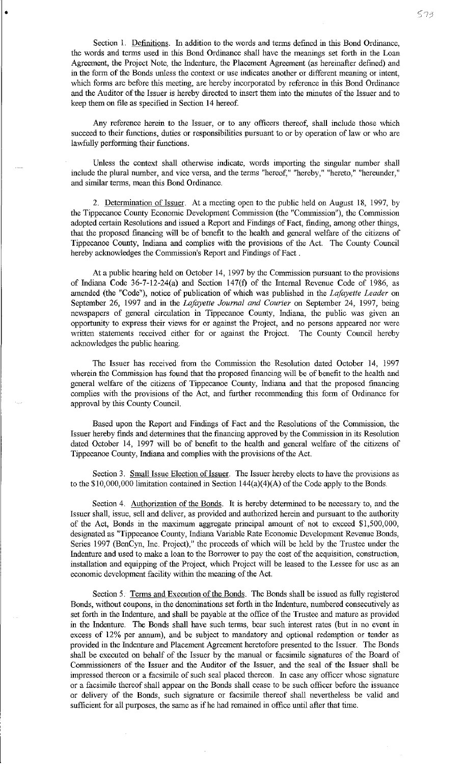Section 1. Definitions. In addition to the words and terms defined in this Bond Ordinance, the words and terms used in this Bond Ordinance shall have the meanings set forth in the Loan Agreement, the Project Note, the Indenture, the Placement Agreement (as hereinafter defined) and in the form of the Bonds unless the context or use indicates another or different meaning or intent, which forms are before this meeting, are hereby incorporated by reference in this Bond Ordinance and the Auditor of the Issuer is hereby directed to insert them into the minutes of the Issuer and to keep them on file as specified in Section 14 hereof.

Any reference herein to the Issuer, or to any officers thereof, shall include those which succeed to their functions, duties or responsibilities pursuant to or by operation of law or who are lawfully performing their functions.

Unless the context shall otherwise indicate, words importing the singular number shall include the plural number, and vice versa, and the terms "hereof," "hereby," "hereto," "hereunder," and similar terms, mean this Bond Ordinance.

2. Determination of Issuer. At a meeting open to the public held on August 18, 1997, by the Tippecanoe County Economic Development Commission (the "Commission"), the Commission adopted certain Resolutions and issued a Report and Findings of Fact, finding, among other things, that the proposed financing will be of benefit to the health and general welfare of the citizens of Tippecanoe County, Indiana and complies with the provisions of the Act. The County Council hereby acknowledges the Commission's Report and Findings of Fact .

At a public hearing held on October 14, 1997 by the Commission pursuant to the provisions of Indiana Code 36-7-12-24(a) and Section 147(f) of the Internal Revenue Code of 1986, as amended (the "Code"), notice of publication of which was published in the *Lafayette Leader* on September 26, 1997 and in the *Lafayette Journal and Courier* on September 24, 1997, being newspapers of general circulation in Tippecanoe County, Indiana, the public was given an opportunity to express their views for or against the Project, and no persons appeared nor were written statements received either for or against the Project. The County Council hereby acknowledges the public hearing.

The Issuer has received from the Commission the Resolution dated October 14, 1997 wherein the Commission has found that the proposed financing will be of benefit to the health and general welfare of the citizens of Tippecanoe County, Indiana and that the proposed financing complies with the provisions of the Act, and further recommending this form of Ordinance for approval by this County Council.

Based upon the Report and Findings of Fact and the Resolutions of the Commission, the Issuer hereby finds and determines that the financing approved by the Commission in its Resolution dated October 14, 1997 will be of benefit to the health and general welfare of the citizens of Tippecanoe County, Indiana and complies with the provisions of the Act.

Section 3. Small Issue Election of Issuer. The Issuer hereby elects to have the provisions as to the $10,000,000 limitation contained in Section 144(a)(4)(A) of the Code apply to the Bonds.

Section 4. Authorization of the Bonds. It is hereby determined to be necessary to, and the Issuer shall, issue, sell and deliver, as provided and authorized herein and pursuant to the authority of the Act, Bonds in the maximum aggregate principal amount of not to exceed $1,500,000, designated as "Tippecanoe County, Indiana Variable Rate Economic Development Revenue Bonds, Series 1997 (BenCyn, Inc. Project)," the proceeds of which will be held by the Trustee under the Indenture and used to make a loan to the Borrower to pay the cost of the acquisition, construction, installation and equipping of the Project, which Project will be leased to the Lessee for use as an economic development facility within the meaning of the Act.

Section 5. Terms and Execution of the Bonds. The Bonds shall be issued as fully registered Bonds, without coupons, in the denominations set forth in the Indenture, numbered consecutively as set forth in the Indenture, and shall be payable at the office of the Trustee and mature as provided in the Indenture. The Bonds shall have such terms, bear such interest rates (but in no event in excess of 12% per annum), and be subject to mandatory and optional redemption or tender as provided in the Indenture and Placement Agreement heretofore presented to the Issuer. The Bonds shall be executed on behalf of the Issuer by the manual or facsimile signatures of the Board of Commissioners of the Issuer and the Auditor of the Issuer, and the seal of the Issuer shall be impressed thereon or a facsimile of such seal placed thereon. In case any officer whose signature or a facsimile thereof shall appear on the Bonds shall cease to be such officer before the issuance or delivery of the Bonds, such signature or facsimile thereof shall nevertheless be valid and sufficient for all purposes, the same as if he had remained in office until after that time.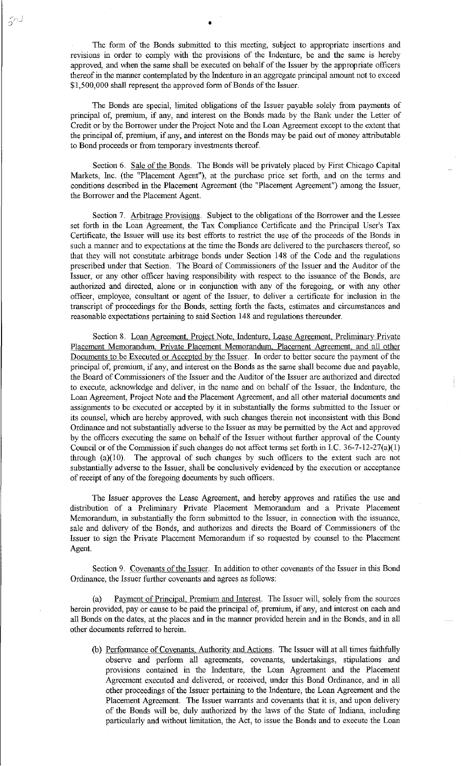The form of the Bonds submitted to this meeting, subject to appropriate insertions and revisions in order to comply with the provisions of the Indenture, be and the same is hereby approved, and when the same shall be executed on behalf of the Issuer by the appropriate officers thereof in the manner contemplated by the Indenture in an aggregate principal amount not to exceed $1,500,000 shall represent the approved form of Bonds of the Issuer.

The Bonds are special, limited obligations of the Issuer payable solely from payments of principal of, premium, if any, and interest on the Bonds made by the Bank under the Letter of Credit or by the Borrower under the Project Note and the Loan Agreement except to the extent that the principal of, premium, if any, and interest on the Bonds may be paid out of money attributable to Bond proceeds or from temporary investments thereof.

Section 6. Sale of the Bonds. The Bonds will be privately placed by First Chicago Capital Markets, Inc. (the "Placement Agent"), at the purchase price set forth, and on the terms and conditions described in the Placement Agreement (the "Placement Agreement") among the Issuer, the Borrower and the Placement Agent.

Section 7. Arbitrage Provisions. Subject to the obligations of the Borrower and the Lessee set forth in the Loan Agreement, the Tax Compliance Certificate and the Principal User's Tax Certificate, the Issuer will use its best efforts to restrict the use of the proceeds of the Bonds in such a manner and to expectations at the time the Bonds are delivered to the purchasers thereof, so that they will not constitute arbitrage bonds under Section 148 of the Code and the regulations prescribed under that Section. The Board of Commissioners of the Issuer and the Auditor of the Issuer, or any other officer having responsibility with respect to the issuance of the Bonds, are authorized and directed, alone or in conjunction with any of the foregoing, or with any other officer, employee, consultant or agent of the Issuer, to deliver a certificate for inclusion in the transcript of proceedings for the Bonds, setting forth the facts, estimates and circumstances and reasonable expectations pertaining to said Section 148 and regulations thereunder.

Section 8. Loan Agreement, Project Note, Indenture, Lease Agreement, Preliminary Private Placement Memorandum, Private Placement Memorandum, Placement Agreement, and all other Documents to be Executed or Accepted by the Issuer. In order to better secure the payment of the principal of, premium, if any, and interest on the Bonds as the same shall become due and payable, the Board of Commissioners of the Issuer and the Auditor of the Issuer are authorized and directed to execute, acknowledge and deliver, in the name and on behalf of the Issuer, the Indenture, the Loan Agreement, Project Note and the Placement Agreement, and all other material documents and assignments to be executed or accepted by it in substantially the forms submitted to the Issuer or its counsel, which are hereby approved, with such changes therein not inconsistent with this Bond Ordinance and not substantially adverse to the Issuer as may be permitted by the Act and approved by the officers executing the same on behalf of the Issuer without further approval of the County Council or of the Commission if such changes do not affect terms set forth in I.C. 36-7-12-27(a)(1) through (a)(10). The approval of such changes by such officers to the extent such are not substantially adverse to the Issuer, shall be conclusively evidenced by the execution or acceptance of receipt of any of the foregoing documents by such officers.

The Issuer approves the Lease Agreement, and hereby approves and ratifies the use and distribution of a Preliminary Private Placement Memorandum and a Private Placement Memorandum, in substantially the form submitted to the Issuer, in connection with the issuance, sale and delivery of the Bonds, and authorizes and directs the Board of Commissioners of the Issuer to sign the Private Placement Memorandum if so requested by counsel to the Placement Agent.

Section 9. Covenants of the Issuer. In addition to other covenants of the Issuer in this Bond Ordinance, the Issuer further covenants and agrees as follows:

(a) Payment of Principal, Premium and Interest. The Issuer will, solely from the sources herein provided, pay or cause to be paid the principal of, premium, if any, and interest on each and all Bonds on the dates, at the places and in the manner provided herein and in the Bonds, and in all other documents referred to herein.

(b) Performance of Covenants, Authority and Actions. The Issuer will at all times faithfully observe and perform all agreements, covenants, undertakings, stipulations and provisions contained in the Indenture, the Loan Agreement and the Placement Agreement executed and delivered, or received, under this Bond Ordinance, and in all other proceedings of the Issuer pertaining to the Indenture, the Loan Agreement and the Placement Agreement. The Issuer warrants and covenants that it is, and upon delivery of the Bonds will be, duly authorized by the laws of the State of Indiana, including particularly and without limitation, the Act, to issue the Bonds and to execute the Loan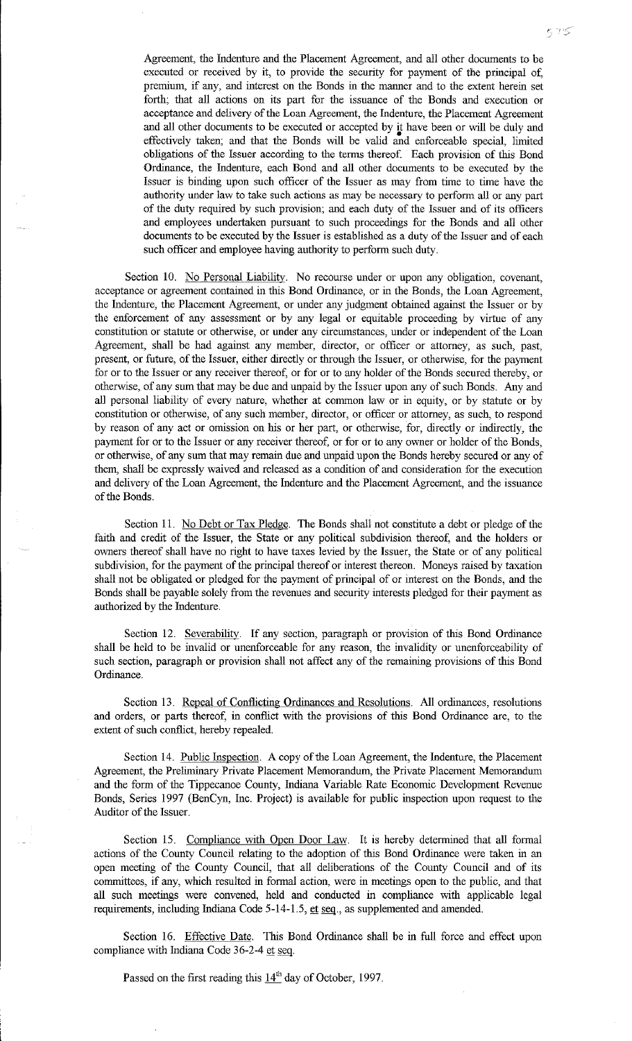Agreement, the Indenture and the Placement Agreement, and all other documents to be executed or received by it, to provide the security for payment of the principal of, premium, if any, and interest on the Bonds in the manner and to the extent herein set forth; that all actions on its part for the issuance of the Bonds and execution or acceptance and delivery of the Loan Agreement, the Indenture, the Placement Agreement and all other documents to be executed or accepted by it have been or will be duly and effectively taken; and that the Bonds will be valid and enforceable special, limited obligations of the Issuer according to the terms thereof. Each provision of this Bond Ordinance, the Indenture, each Bond and all other documents to be executed by the Issuer is binding upon such officer of the Issuer as may from time to time have the authority under law to take such actions as may be necessary to perform all or any part of the duty required by such provision; and each duty of the Issuer and of its officers and employees undertaken pursuant to such proceedings for the Bonds and all other documents to be executed by the Issuer is established as a duty of the Issuer and of each such officer and employee having authority to perform such duty.

Section 10. No Personal Liability. No recourse under or upon any obligation, covenant, acceptance or agreement contained in this Bond Ordinance, or in the Bonds, the Loan Agreement, the Indenture, the Placement Agreement, or under any judgment obtained against the Issuer or by the enforcement of any assessment or by any legal or equitable proceeding by virtue of any constitution or statute or otherwise, or under any circumstances, under or independent of the Loan Agreement, shall be had against any member, director, or officer or attorney, as such, past, present, or future, of the Issuer, either directly or through the Issuer, or otherwise, for the payment for or to the Issuer or any receiver thereof, or for or to any holder of the Bonds secured thereby, or otherwise, of any sum that may be due and unpaid by the Issuer upon any of such Bonds. Any and all personal liability of every nature, whether at common law or in equity, or by statute or by constitution or otherwise, of any such member, director, or officer or attorney, as such, to respond by reason of any act or omission on his or her part, or otherwise, for, directly or indirectly, the payment for or to the Issuer or any receiver thereof, or for or to any owner or holder of the Bonds, or otherwise, of any sum that may remain due and unpaid upon the Bonds hereby secured or any of them, shall be expressly waived and released as a condition of and consideration for the execution and delivery of the Loan Agreement, the Indenture and the Placement Agreement, and the issuance of the Bonds.

Section 11. No Debt or Tax Pledge. The Bonds shall not constitute a debt or pledge of the faith and credit of the Issuer, the State or any political subdivision thereof, and the holders or owners thereof shall have no right to have taxes levied by the Issuer, the State or of any political subdivision, for the payment of the principal thereof or interest thereon. Moneys raised by taxation shall not be obligated or pledged for the payment of principal of or interest on the Bonds, and the Bonds shall be payable solely from the revenues and security interests pledged for their payment as authorized by the Indenture.

Section 12. Severability. If any section, paragraph or provision of this Bond Ordinance shall be held to be invalid or unenforceable for any reason, the invalidity or unenforceability of such section, paragraph or provision shall not affect any of the remaining provisions of this Bond Ordinance.

Section 13. Repeal of Conflicting Ordinances and Resolutions. All ordinances, resolutions and orders, or parts thereof, in conflict with the provisions of this Bond Ordinance are, to the extent of such conflict, hereby repealed.

Section 14. Public Inspection. A copy of the Loan Agreement, the Indenture, the Placement Agreement, the Preliminary Private Placement Memorandum, the Private Placement Memorandum and the form of the Tippecanoe County, Indiana Variable Rate Economic Development Revenue Bonds, Series 1997 (BenCyn, Inc. Project) is available for public inspection upon request to the Auditor of the Issuer.

Section 15. Compliance with Open Door Law. It is hereby determined that all formal actions of the County Council relating to the adoption of this Bond Ordinance were taken in an open meeting of the County Council, that all deliberations of the County Council and of its committees, if any, which resulted in formal action, were in meetings open to the public, and that all such meetings were convened, held and conducted in compliance with applicable legal requirements, including Indiana Code 5-14-1.5, et seq., as supplemented and amended.

Section 16. Effective Date. This Bond Ordinance shall be in full force and effect upon compliance with Indiana Code 36-2-4 et seq.

Passed on the first reading this 14th day of October, 1997.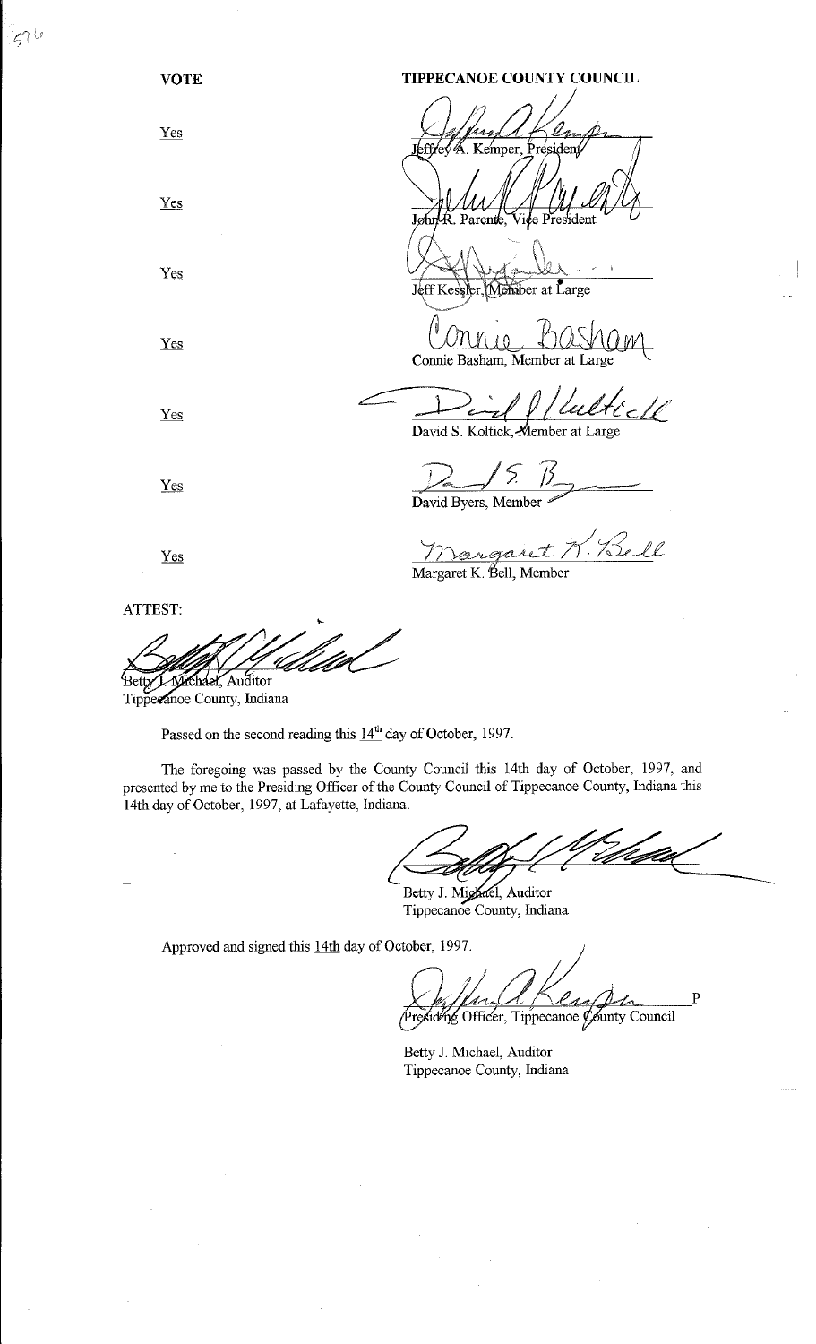| VOTE | TIPPECANOE COUNTY COUNCIL |
| --- | --- |
| Yes | Jeffrey A. Kemper, President |
| Yes | John R. Parente, Vice President |
| Yes | Jeff Kessler, Member at Large |
| Yes | Connie Basham, Member at Large |
| Yes | David S. Koltick, Member at Large |
| Yes | David Byers, Member |
| Yes | Margaret K. Bell, Member |

ATTEST:

Betty J. Michael, Auditor
Tippecanoe County, Indiana

Passed on the second reading this 14th day of October, 1997.

The foregoing was passed by the County Council this 14th day of October, 1997, and presented by me to the Presiding Officer of the County Council of Tippecanoe County, Indiana this 14th day of October, 1997, at Lafayette, Indiana.

Betty J. Michael, Auditor
Tippecanoe County, Indiana

Approved and signed this 14th day of October, 1997.

Presiding Officer, Tippecanoe County Council P

Betty J. Michael, Auditor
Tippecanoe County, Indiana